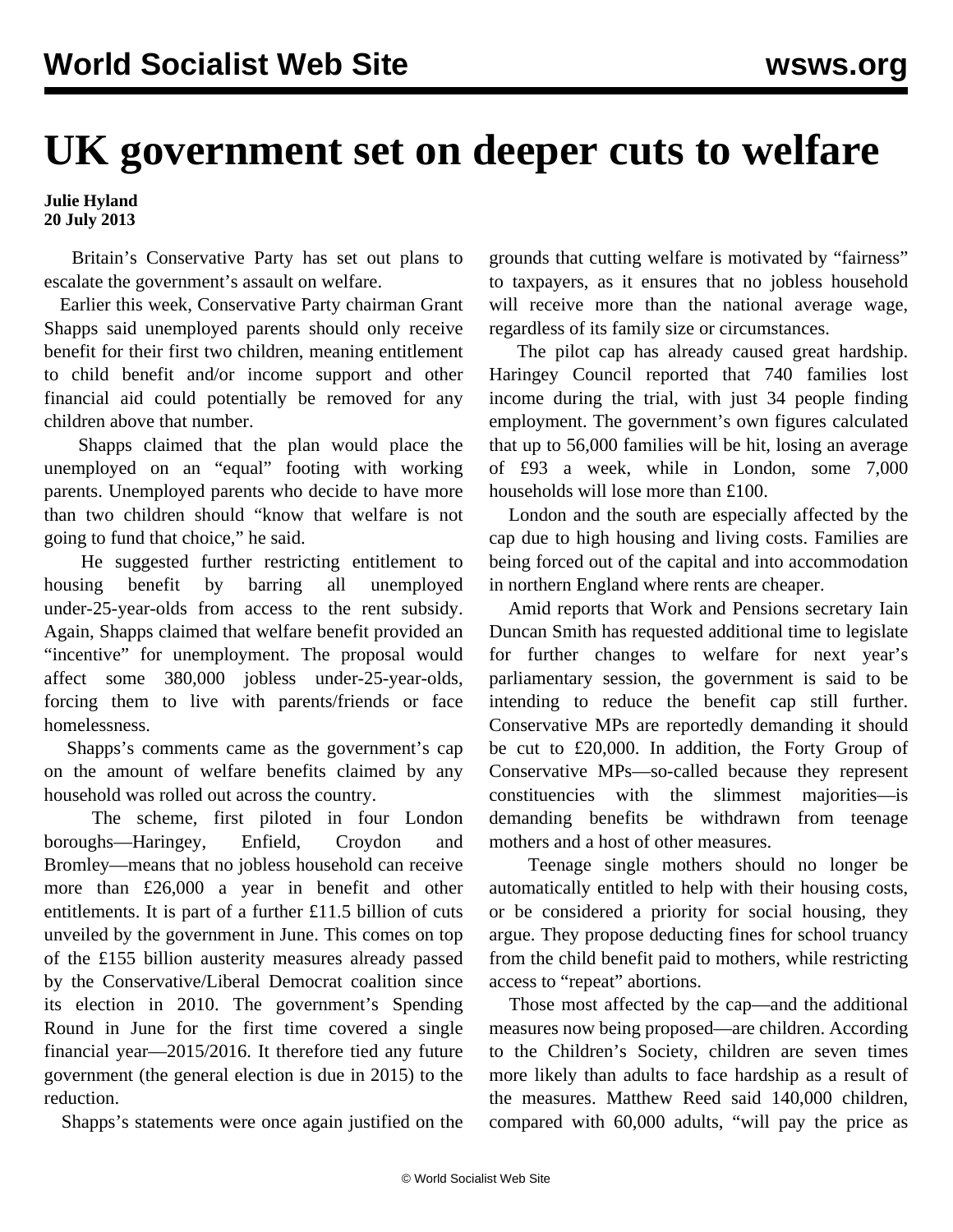# UK government set on deeper cuts to welfare

**Julie Hyland**
**20 July 2013**

Britain's Conservative Party has set out plans to escalate the government's assault on welfare.

Earlier this week, Conservative Party chairman Grant Shapps said unemployed parents should only receive benefit for their first two children, meaning entitlement to child benefit and/or income support and other financial aid could potentially be removed for any children above that number.

Shapps claimed that the plan would place the unemployed on an "equal" footing with working parents. Unemployed parents who decide to have more than two children should "know that welfare is not going to fund that choice," he said.

He suggested further restricting entitlement to housing benefit by barring all unemployed under-25-year-olds from access to the rent subsidy. Again, Shapps claimed that welfare benefit provided an "incentive" for unemployment. The proposal would affect some 380,000 jobless under-25-year-olds, forcing them to live with parents/friends or face homelessness.

Shapps's comments came as the government's cap on the amount of welfare benefits claimed by any household was rolled out across the country.

The scheme, first piloted in four London boroughs—Haringey, Enfield, Croydon and Bromley—means that no jobless household can receive more than £26,000 a year in benefit and other entitlements. It is part of a further £11.5 billion of cuts unveiled by the government in June. This comes on top of the £155 billion austerity measures already passed by the Conservative/Liberal Democrat coalition since its election in 2010. The government's Spending Round in June for the first time covered a single financial year—2015/2016. It therefore tied any future government (the general election is due in 2015) to the reduction.

Shapps's statements were once again justified on the grounds that cutting welfare is motivated by "fairness" to taxpayers, as it ensures that no jobless household will receive more than the national average wage, regardless of its family size or circumstances.

The pilot cap has already caused great hardship. Haringey Council reported that 740 families lost income during the trial, with just 34 people finding employment. The government's own figures calculated that up to 56,000 families will be hit, losing an average of £93 a week, while in London, some 7,000 households will lose more than £100.

London and the south are especially affected by the cap due to high housing and living costs. Families are being forced out of the capital and into accommodation in northern England where rents are cheaper.

Amid reports that Work and Pensions secretary Iain Duncan Smith has requested additional time to legislate for further changes to welfare for next year's parliamentary session, the government is said to be intending to reduce the benefit cap still further. Conservative MPs are reportedly demanding it should be cut to £20,000. In addition, the Forty Group of Conservative MPs—so-called because they represent constituencies with the slimmest majorities—is demanding benefits be withdrawn from teenage mothers and a host of other measures.

Teenage single mothers should no longer be automatically entitled to help with their housing costs, or be considered a priority for social housing, they argue. They propose deducting fines for school truancy from the child benefit paid to mothers, while restricting access to "repeat" abortions.

Those most affected by the cap—and the additional measures now being proposed—are children. According to the Children's Society, children are seven times more likely than adults to face hardship as a result of the measures. Matthew Reed said 140,000 children, compared with 60,000 adults, "will pay the price as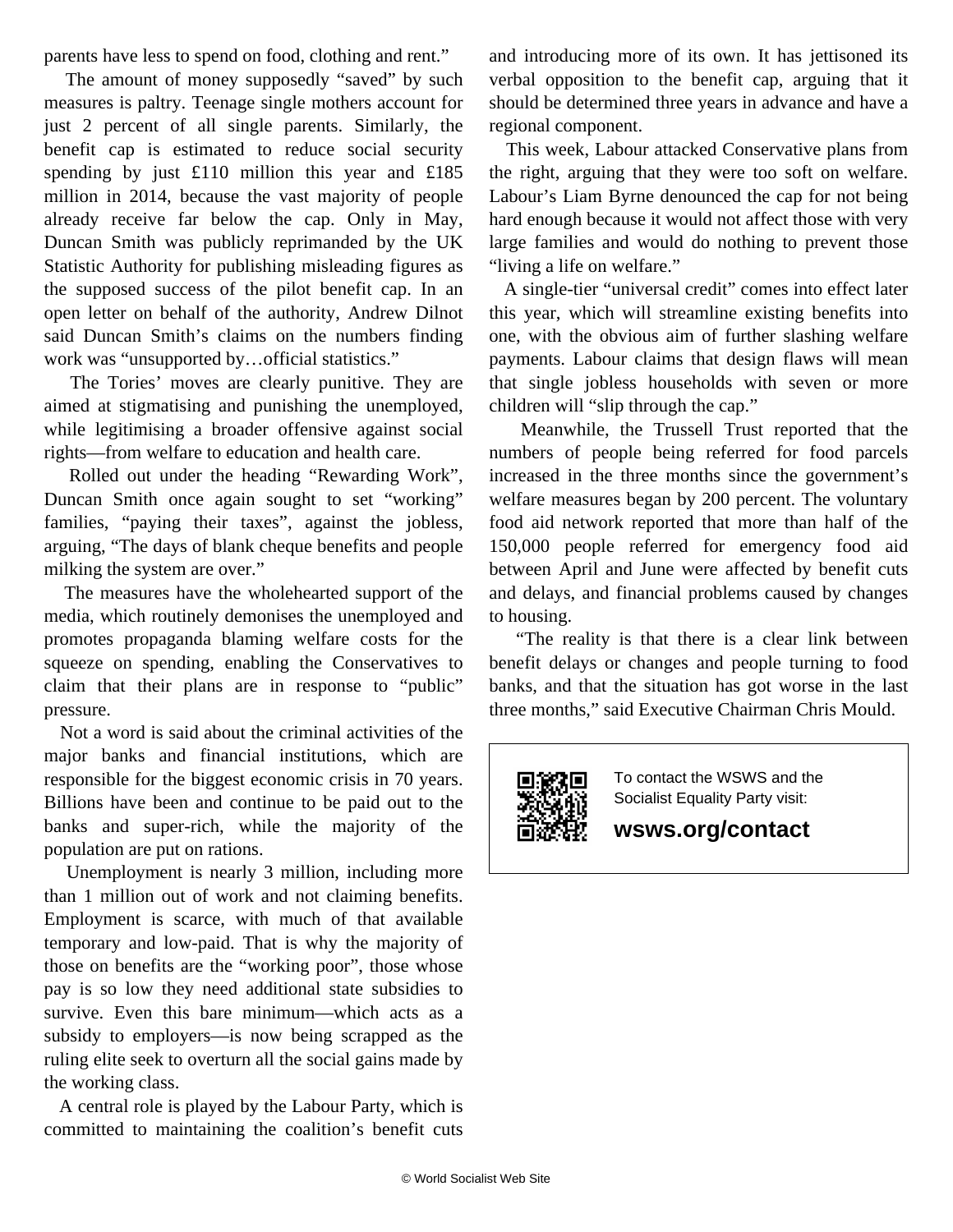parents have less to spend on food, clothing and rent."

The amount of money supposedly "saved" by such measures is paltry. Teenage single mothers account for just 2 percent of all single parents. Similarly, the benefit cap is estimated to reduce social security spending by just £110 million this year and £185 million in 2014, because the vast majority of people already receive far below the cap. Only in May, Duncan Smith was publicly reprimanded by the UK Statistic Authority for publishing misleading figures as the supposed success of the pilot benefit cap. In an open letter on behalf of the authority, Andrew Dilnot said Duncan Smith's claims on the numbers finding work was "unsupported by…official statistics."

The Tories' moves are clearly punitive. They are aimed at stigmatising and punishing the unemployed, while legitimising a broader offensive against social rights—from welfare to education and health care.

Rolled out under the heading "Rewarding Work", Duncan Smith once again sought to set "working" families, "paying their taxes", against the jobless, arguing, "The days of blank cheque benefits and people milking the system are over."

The measures have the wholehearted support of the media, which routinely demonises the unemployed and promotes propaganda blaming welfare costs for the squeeze on spending, enabling the Conservatives to claim that their plans are in response to "public" pressure.

Not a word is said about the criminal activities of the major banks and financial institutions, which are responsible for the biggest economic crisis in 70 years. Billions have been and continue to be paid out to the banks and super-rich, while the majority of the population are put on rations.

Unemployment is nearly 3 million, including more than 1 million out of work and not claiming benefits. Employment is scarce, with much of that available temporary and low-paid. That is why the majority of those on benefits are the "working poor", those whose pay is so low they need additional state subsidies to survive. Even this bare minimum—which acts as a subsidy to employers—is now being scrapped as the ruling elite seek to overturn all the social gains made by the working class.

A central role is played by the Labour Party, which is committed to maintaining the coalition's benefit cuts and introducing more of its own. It has jettisoned its verbal opposition to the benefit cap, arguing that it should be determined three years in advance and have a regional component.

This week, Labour attacked Conservative plans from the right, arguing that they were too soft on welfare. Labour's Liam Byrne denounced the cap for not being hard enough because it would not affect those with very large families and would do nothing to prevent those "living a life on welfare."

A single-tier "universal credit" comes into effect later this year, which will streamline existing benefits into one, with the obvious aim of further slashing welfare payments. Labour claims that design flaws will mean that single jobless households with seven or more children will "slip through the cap."

Meanwhile, the Trussell Trust reported that the numbers of people being referred for food parcels increased in the three months since the government's welfare measures began by 200 percent. The voluntary food aid network reported that more than half of the 150,000 people referred for emergency food aid between April and June were affected by benefit cuts and delays, and financial problems caused by changes to housing.

"The reality is that there is a clear link between benefit delays or changes and people turning to food banks, and that the situation has got worse in the last three months," said Executive Chairman Chris Mould.

To contact the WSWS and the Socialist Equality Party visit:

**wsws.org/contact**